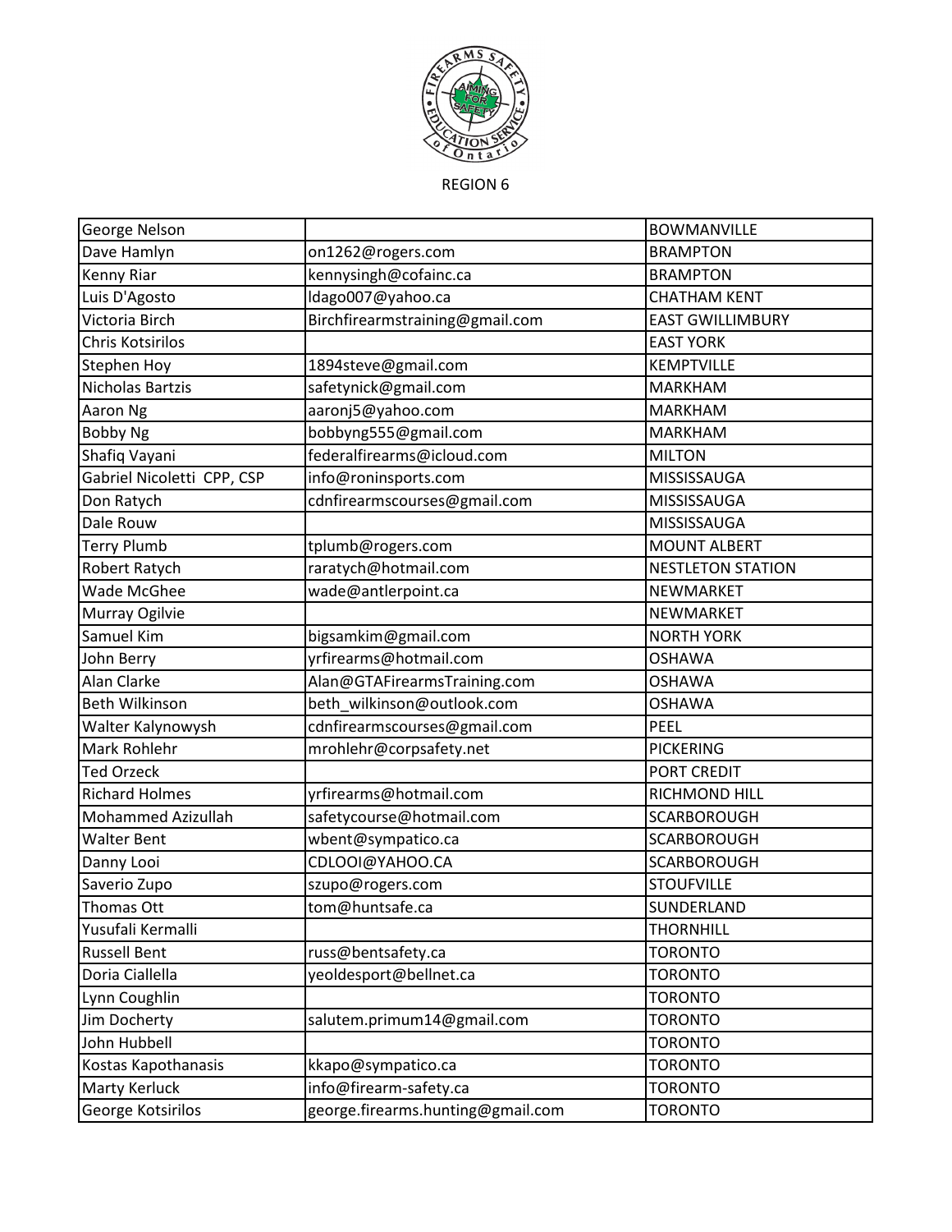REGION 6

| | | |
|---|---|---|
| George Nelson | | BOWMANVILLE |
| Dave Hamlyn | on1262@rogers.com | BRAMPTON |
| Kenny Riar | kennysingh@cofainc.ca | BRAMPTON |
| Luis D'Agosto | ldago007@yahoo.ca | CHATHAM KENT |
| Victoria Birch | Birchfirearmstraining@gmail.com | EAST GWILLIMBURY |
| Chris Kotsirilos | | EAST YORK |
| Stephen Hoy | 1894steve@gmail.com | KEMPTVILLE |
| Nicholas Bartzis | safetynick@gmail.com | MARKHAM |
| Aaron Ng | aaronj5@yahoo.com | MARKHAM |
| Bobby Ng | bobbyng555@gmail.com | MARKHAM |
| Shafiq Vayani | federalfirearms@icloud.com | MILTON |
| Gabriel Nicoletti CPP, CSP | info@roninsports.com | MISSISSAUGA |
| Don Ratych | cdnfirearmscourses@gmail.com | MISSISSAUGA |
| Dale Rouw | | MISSISSAUGA |
| Terry Plumb | tplumb@rogers.com | MOUNT ALBERT |
| Robert Ratych | raratych@hotmail.com | NESTLETON STATION |
| Wade McGhee | wade@antlerpoint.ca | NEWMARKET |
| Murray Ogilvie | | NEWMARKET |
| Samuel Kim | bigsamkim@gmail.com | NORTH YORK |
| John Berry | yrfirearms@hotmail.com | OSHAWA |
| Alan Clarke | Alan@GTAFirearmsTraining.com | OSHAWA |
| Beth Wilkinson | beth_wilkinson@outlook.com | OSHAWA |
| Walter Kalynowysh | cdnfirearmscourses@gmail.com | PEEL |
| Mark Rohlehr | mrohlehr@corpsafety.net | PICKERING |
| Ted Orzeck | | PORT CREDIT |
| Richard Holmes | yrfirearms@hotmail.com | RICHMOND HILL |
| Mohammed Azizullah | safetycourse@hotmail.com | SCARBOROUGH |
| Walter Bent | wbent@sympatico.ca | SCARBOROUGH |
| Danny Looi | CDLOOI@YAHOO.CA | SCARBOROUGH |
| Saverio Zupo | szupo@rogers.com | STOUFVILLE |
| Thomas Ott | tom@huntsafe.ca | SUNDERLAND |
| Yusufali Kermalli | | THORNHILL |
| Russell Bent | russ@bentsafety.ca | TORONTO |
| Doria Ciallella | yeoldesport@bellnet.ca | TORONTO |
| Lynn Coughlin | | TORONTO |
| Jim Docherty | salutem.primum14@gmail.com | TORONTO |
| John Hubbell | | TORONTO |
| Kostas Kapothanasis | kkapo@sympatico.ca | TORONTO |
| Marty Kerluck | info@firearm-safety.ca | TORONTO |
| George Kotsirilos | george.firearms.hunting@gmail.com | TORONTO |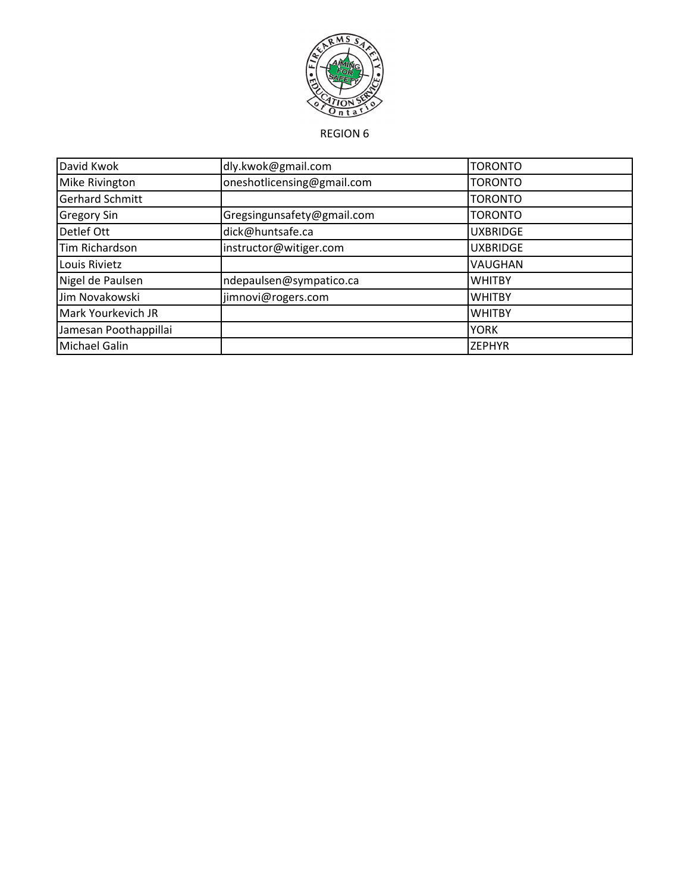REGION 6

| | | |
|---|---|---|
| David Kwok | dly.kwok@gmail.com | TORONTO |
| Mike Rivington | oneshotlicensing@gmail.com | TORONTO |
| Gerhard Schmitt | | TORONTO |
| Gregory Sin | Gregsingunsafety@gmail.com | TORONTO |
| Detlef Ott | dick@huntsafe.ca | UXBRIDGE |
| Tim Richardson | instructor@witiger.com | UXBRIDGE |
| Louis Rivietz | | VAUGHAN |
| Nigel de Paulsen | ndepaulsen@sympatico.ca | WHITBY |
| Jim Novakowski | jimnovi@rogers.com | WHITBY |
| Mark Yourkevich JR | | WHITBY |
| Jamesan Poothappillai | | YORK |
| Michael Galin | | ZEPHYR |